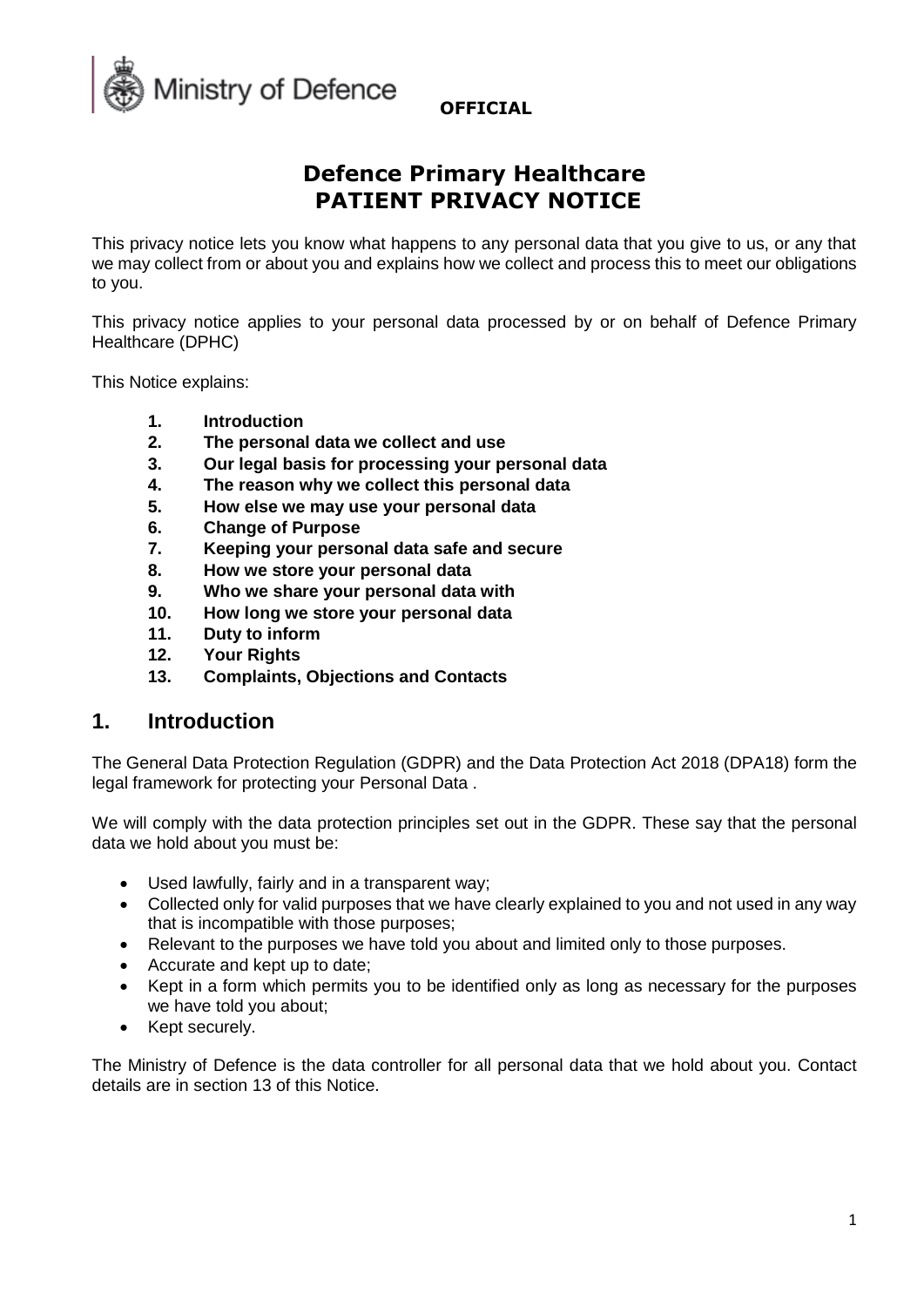Ministry of Defence

**OFFICIAL**

# Defence Primary Healthcare PATIENT PRIVACY NOTICE

This privacy notice lets you know what happens to any personal data that you give to us, or any that we may collect from or about you and explains how we collect and process this to meet our obligations to you.

This privacy notice applies to your personal data processed by or on behalf of Defence Primary Healthcare (DPHC)

This Notice explains:

1. **Introduction**
2. **The personal data we collect and use**
3. **Our legal basis for processing your personal data**
4. **The reason why we collect this personal data**
5. **How else we may use your personal data**
6. **Change of Purpose**
7. **Keeping your personal data safe and secure**
8. **How we store your personal data**
9. **Who we share your personal data with**
10. **How long we store your personal data**
11. **Duty to inform**
12. **Your Rights**
13. **Complaints, Objections and Contacts**

## 1. Introduction

The General Data Protection Regulation (GDPR) and the Data Protection Act 2018 (DPA18) form the legal framework for protecting your Personal Data .

We will comply with the data protection principles set out in the GDPR. These say that the personal data we hold about you must be:

- Used lawfully, fairly and in a transparent way;
- Collected only for valid purposes that we have clearly explained to you and not used in any way that is incompatible with those purposes;
- Relevant to the purposes we have told you about and limited only to those purposes.
- Accurate and kept up to date;
- Kept in a form which permits you to be identified only as long as necessary for the purposes we have told you about;
- Kept securely.

The Ministry of Defence is the data controller for all personal data that we hold about you. Contact details are in section 13 of this Notice.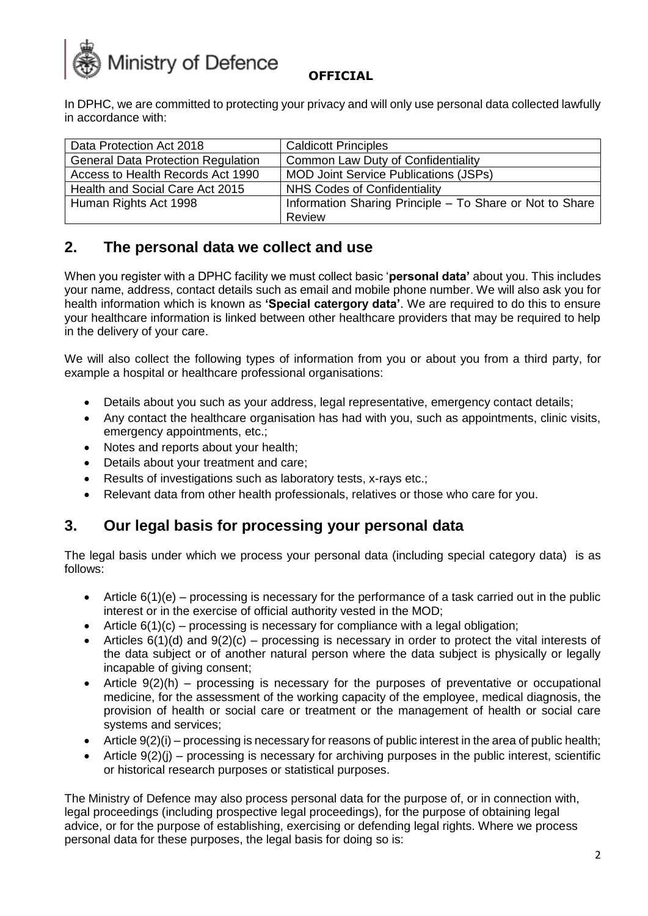In DPHC, we are committed to protecting your privacy and will only use personal data collected lawfully in accordance with:

| Data Protection Act 2018 | Caldicott Principles |
|---|---|
| General Data Protection Regulation | Common Law Duty of Confidentiality |
| Access to Health Records Act 1990 | MOD Joint Service Publications (JSPs) |
| Health and Social Care Act 2015 | NHS Codes of Confidentiality |
| Human Rights Act 1998 | Information Sharing Principle – To Share or Not to Share Review |

## 2. The personal data we collect and use

When you register with a DPHC facility we must collect basic '**personal data'** about you. This includes your name, address, contact details such as email and mobile phone number. We will also ask you for health information which is known as **'Special catergory data'**. We are required to do this to ensure your healthcare information is linked between other healthcare providers that may be required to help in the delivery of your care.

We will also collect the following types of information from you or about you from a third party, for example a hospital or healthcare professional organisations:

- Details about you such as your address, legal representative, emergency contact details;
- Any contact the healthcare organisation has had with you, such as appointments, clinic visits, emergency appointments, etc.;
- Notes and reports about your health;
- Details about your treatment and care;
- Results of investigations such as laboratory tests, x-rays etc.;
- Relevant data from other health professionals, relatives or those who care for you.

## 3. Our legal basis for processing your personal data

The legal basis under which we process your personal data (including special category data) is as follows:

- Article 6(1)(e) – processing is necessary for the performance of a task carried out in the public interest or in the exercise of official authority vested in the MOD;
- Article 6(1)(c) – processing is necessary for compliance with a legal obligation;
- Articles 6(1)(d) and 9(2)(c) – processing is necessary in order to protect the vital interests of the data subject or of another natural person where the data subject is physically or legally incapable of giving consent;
- Article 9(2)(h) – processing is necessary for the purposes of preventative or occupational medicine, for the assessment of the working capacity of the employee, medical diagnosis, the provision of health or social care or treatment or the management of health or social care systems and services;
- Article 9(2)(i) – processing is necessary for reasons of public interest in the area of public health;
- Article 9(2)(j) – processing is necessary for archiving purposes in the public interest, scientific or historical research purposes or statistical purposes.

The Ministry of Defence may also process personal data for the purpose of, or in connection with, legal proceedings (including prospective legal proceedings), for the purpose of obtaining legal advice, or for the purpose of establishing, exercising or defending legal rights. Where we process personal data for these purposes, the legal basis for doing so is: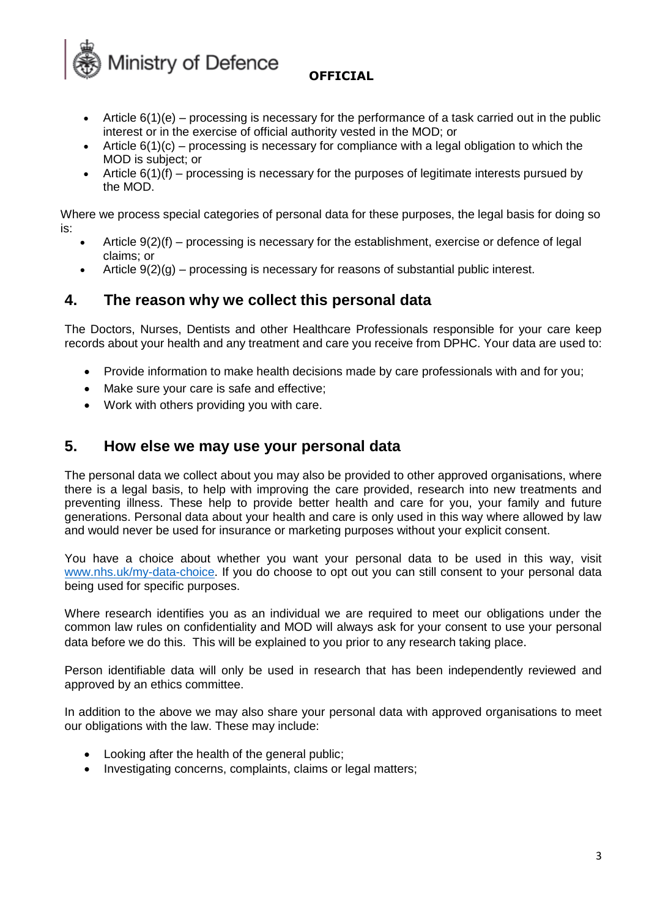- Article 6(1)(e) – processing is necessary for the performance of a task carried out in the public interest or in the exercise of official authority vested in the MOD; or
- Article 6(1)(c) – processing is necessary for compliance with a legal obligation to which the MOD is subject; or
- Article 6(1)(f) – processing is necessary for the purposes of legitimate interests pursued by the MOD.

Where we process special categories of personal data for these purposes, the legal basis for doing so is:

- Article 9(2)(f) – processing is necessary for the establishment, exercise or defence of legal claims; or
- Article 9(2)(g) – processing is necessary for reasons of substantial public interest.

## 4. The reason why we collect this personal data

The Doctors, Nurses, Dentists and other Healthcare Professionals responsible for your care keep records about your health and any treatment and care you receive from DPHC. Your data are used to:

- Provide information to make health decisions made by care professionals with and for you;
- Make sure your care is safe and effective;
- Work with others providing you with care.

## 5. How else we may use your personal data

The personal data we collect about you may also be provided to other approved organisations, where there is a legal basis, to help with improving the care provided, research into new treatments and preventing illness. These help to provide better health and care for you, your family and future generations. Personal data about your health and care is only used in this way where allowed by law and would never be used for insurance or marketing purposes without your explicit consent.

You have a choice about whether you want your personal data to be used in this way, visit [www.nhs.uk/my-data-choice](www.nhs.uk/my-data-choice). If you do choose to opt out you can still consent to your personal data being used for specific purposes.

Where research identifies you as an individual we are required to meet our obligations under the common law rules on confidentiality and MOD will always ask for your consent to use your personal data before we do this. This will be explained to you prior to any research taking place.

Person identifiable data will only be used in research that has been independently reviewed and approved by an ethics committee.

In addition to the above we may also share your personal data with approved organisations to meet our obligations with the law. These may include:

- Looking after the health of the general public;
- Investigating concerns, complaints, claims or legal matters;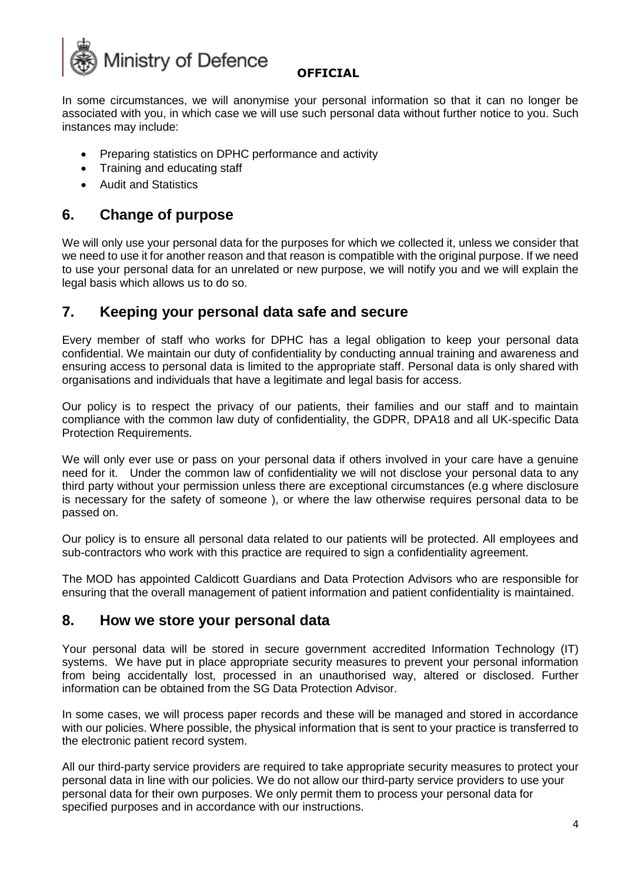In some circumstances, we will anonymise your personal information so that it can no longer be associated with you, in which case we will use such personal data without further notice to you. Such instances may include:

- Preparing statistics on DPHC performance and activity
- Training and educating staff
- Audit and Statistics

## 6. Change of purpose

We will only use your personal data for the purposes for which we collected it, unless we consider that we need to use it for another reason and that reason is compatible with the original purpose. If we need to use your personal data for an unrelated or new purpose, we will notify you and we will explain the legal basis which allows us to do so.

## 7. Keeping your personal data safe and secure

Every member of staff who works for DPHC has a legal obligation to keep your personal data confidential. We maintain our duty of confidentiality by conducting annual training and awareness and ensuring access to personal data is limited to the appropriate staff. Personal data is only shared with organisations and individuals that have a legitimate and legal basis for access.

Our policy is to respect the privacy of our patients, their families and our staff and to maintain compliance with the common law duty of confidentiality, the GDPR, DPA18 and all UK-specific Data Protection Requirements.

We will only ever use or pass on your personal data if others involved in your care have a genuine need for it. Under the common law of confidentiality we will not disclose your personal data to any third party without your permission unless there are exceptional circumstances (e.g where disclosure is necessary for the safety of someone ), or where the law otherwise requires personal data to be passed on.

Our policy is to ensure all personal data related to our patients will be protected. All employees and sub-contractors who work with this practice are required to sign a confidentiality agreement.

The MOD has appointed Caldicott Guardians and Data Protection Advisors who are responsible for ensuring that the overall management of patient information and patient confidentiality is maintained.

## 8. How we store your personal data

Your personal data will be stored in secure government accredited Information Technology (IT) systems. We have put in place appropriate security measures to prevent your personal information from being accidentally lost, processed in an unauthorised way, altered or disclosed. Further information can be obtained from the SG Data Protection Advisor.

In some cases, we will process paper records and these will be managed and stored in accordance with our policies. Where possible, the physical information that is sent to your practice is transferred to the electronic patient record system.

All our third-party service providers are required to take appropriate security measures to protect your personal data in line with our policies. We do not allow our third-party service providers to use your personal data for their own purposes. We only permit them to process your personal data for specified purposes and in accordance with our instructions.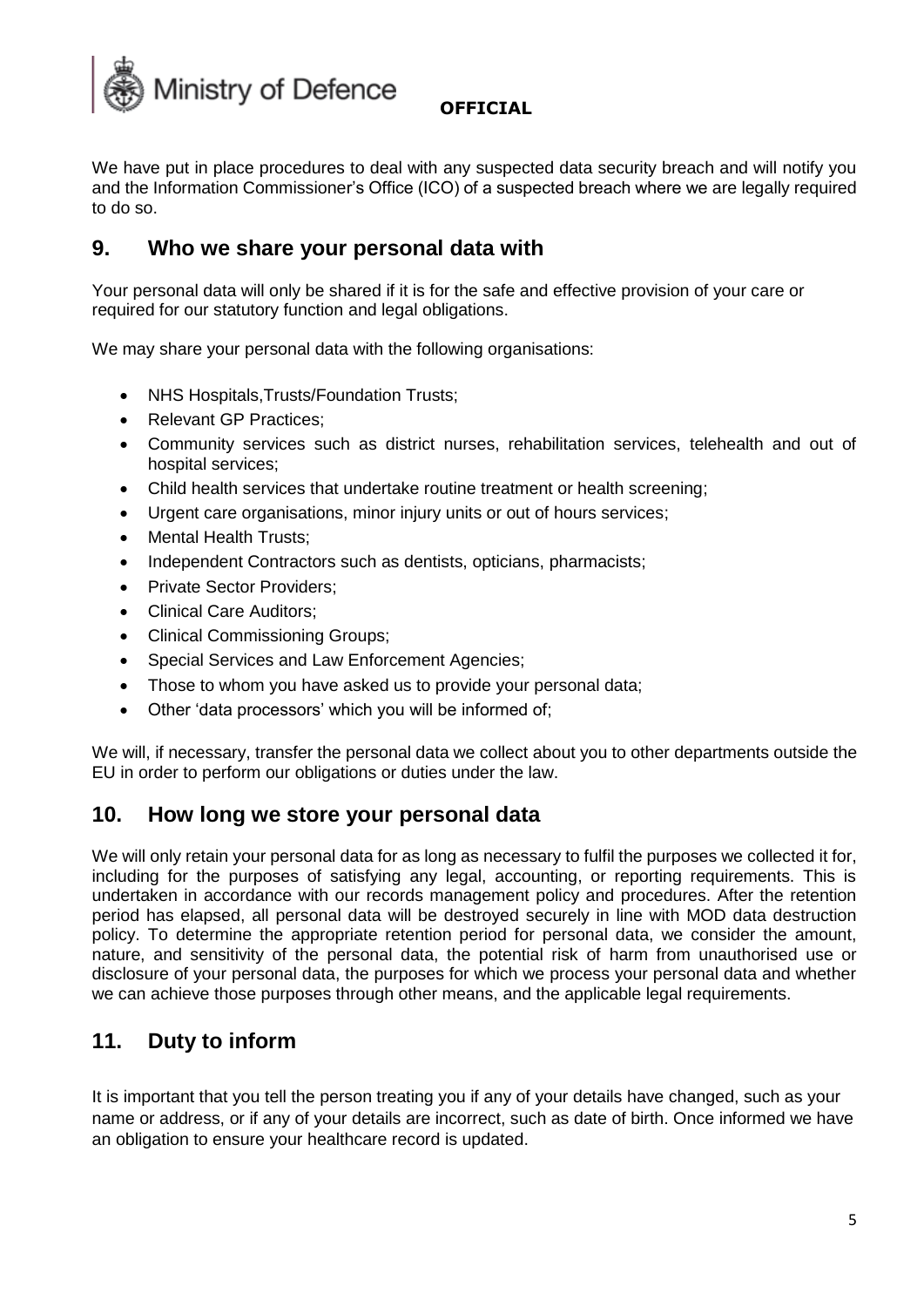We have put in place procedures to deal with any suspected data security breach and will notify you and the Information Commissioner's Office (ICO) of a suspected breach where we are legally required to do so.

## 9. Who we share your personal data with

Your personal data will only be shared if it is for the safe and effective provision of your care or required for our statutory function and legal obligations.

We may share your personal data with the following organisations:

- NHS Hospitals,Trusts/Foundation Trusts;
- Relevant GP Practices;
- Community services such as district nurses, rehabilitation services, telehealth and out of hospital services;
- Child health services that undertake routine treatment or health screening;
- Urgent care organisations, minor injury units or out of hours services;
- Mental Health Trusts;
- Independent Contractors such as dentists, opticians, pharmacists;
- Private Sector Providers;
- Clinical Care Auditors;
- Clinical Commissioning Groups;
- Special Services and Law Enforcement Agencies;
- Those to whom you have asked us to provide your personal data;
- Other 'data processors' which you will be informed of;

We will, if necessary, transfer the personal data we collect about you to other departments outside the EU in order to perform our obligations or duties under the law.

## 10. How long we store your personal data

We will only retain your personal data for as long as necessary to fulfil the purposes we collected it for, including for the purposes of satisfying any legal, accounting, or reporting requirements. This is undertaken in accordance with our records management policy and procedures. After the retention period has elapsed, all personal data will be destroyed securely in line with MOD data destruction policy. To determine the appropriate retention period for personal data, we consider the amount, nature, and sensitivity of the personal data, the potential risk of harm from unauthorised use or disclosure of your personal data, the purposes for which we process your personal data and whether we can achieve those purposes through other means, and the applicable legal requirements.

## 11. Duty to inform

It is important that you tell the person treating you if any of your details have changed, such as your name or address, or if any of your details are incorrect, such as date of birth. Once informed we have an obligation to ensure your healthcare record is updated.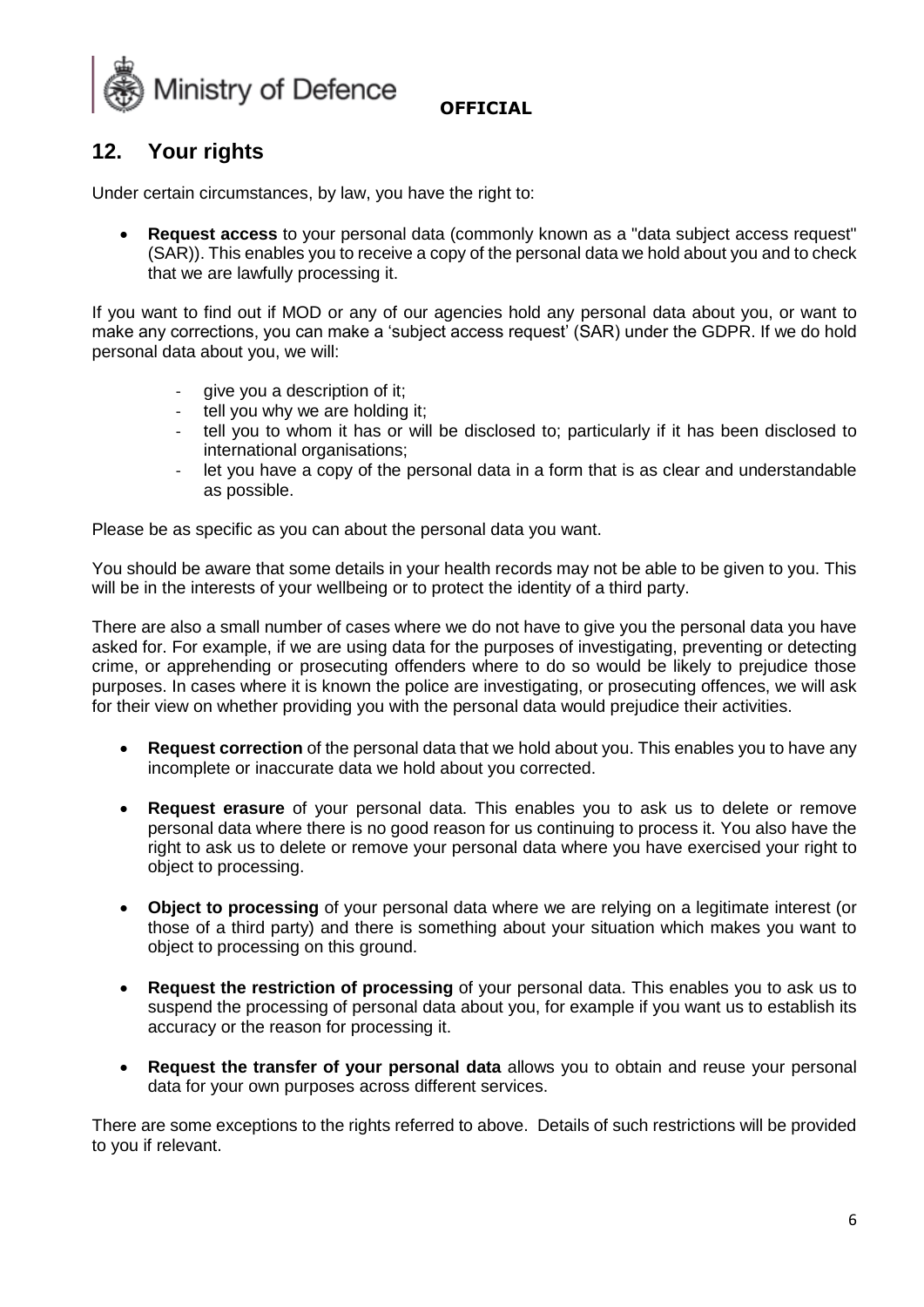## 12. Your rights

Under certain circumstances, by law, you have the right to:

- **Request access** to your personal data (commonly known as a "data subject access request" (SAR)). This enables you to receive a copy of the personal data we hold about you and to check that we are lawfully processing it.

If you want to find out if MOD or any of our agencies hold any personal data about you, or want to make any corrections, you can make a 'subject access request' (SAR) under the GDPR. If we do hold personal data about you, we will:

- give you a description of it;
- tell you why we are holding it;
- tell you to whom it has or will be disclosed to; particularly if it has been disclosed to international organisations;
- let you have a copy of the personal data in a form that is as clear and understandable as possible.

Please be as specific as you can about the personal data you want.

You should be aware that some details in your health records may not be able to be given to you. This will be in the interests of your wellbeing or to protect the identity of a third party.

There are also a small number of cases where we do not have to give you the personal data you have asked for. For example, if we are using data for the purposes of investigating, preventing or detecting crime, or apprehending or prosecuting offenders where to do so would be likely to prejudice those purposes. In cases where it is known the police are investigating, or prosecuting offences, we will ask for their view on whether providing you with the personal data would prejudice their activities.

- **Request correction** of the personal data that we hold about you. This enables you to have any incomplete or inaccurate data we hold about you corrected.

- **Request erasure** of your personal data. This enables you to ask us to delete or remove personal data where there is no good reason for us continuing to process it. You also have the right to ask us to delete or remove your personal data where you have exercised your right to object to processing.

- **Object to processing** of your personal data where we are relying on a legitimate interest (or those of a third party) and there is something about your situation which makes you want to object to processing on this ground.

- **Request the restriction of processing** of your personal data. This enables you to ask us to suspend the processing of personal data about you, for example if you want us to establish its accuracy or the reason for processing it.

- **Request the transfer of your personal data** allows you to obtain and reuse your personal data for your own purposes across different services.

There are some exceptions to the rights referred to above. Details of such restrictions will be provided to you if relevant.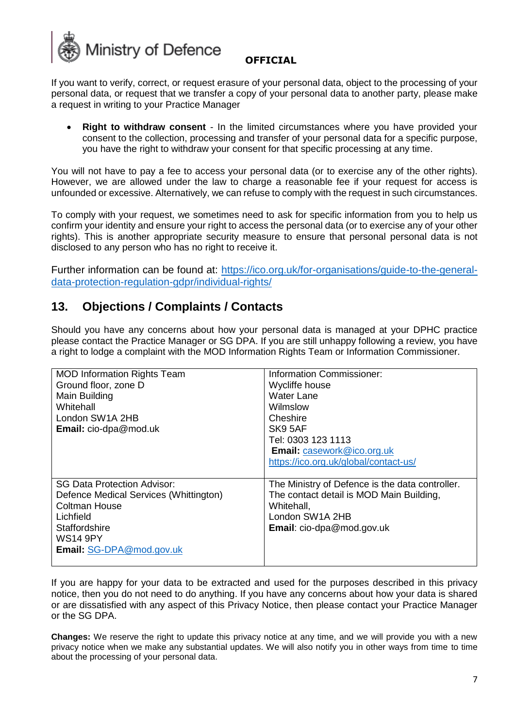If you want to verify, correct, or request erasure of your personal data, object to the processing of your personal data, or request that we transfer a copy of your personal data to another party, please make a request in writing to your Practice Manager

- **Right to withdraw consent** - In the limited circumstances where you have provided your consent to the collection, processing and transfer of your personal data for a specific purpose, you have the right to withdraw your consent for that specific processing at any time.

You will not have to pay a fee to access your personal data (or to exercise any of the other rights). However, we are allowed under the law to charge a reasonable fee if your request for access is unfounded or excessive. Alternatively, we can refuse to comply with the request in such circumstances.

To comply with your request, we sometimes need to ask for specific information from you to help us confirm your identity and ensure your right to access the personal data (or to exercise any of your other rights). This is another appropriate security measure to ensure that personal personal data is not disclosed to any person who has no right to receive it.

Further information can be found at: [https://ico.org.uk/for-organisations/guide-to-the-general-data-protection-regulation-gdpr/individual-rights/](https://ico.org.uk/for-organisations/guide-to-the-general-data-protection-regulation-gdpr/individual-rights/)

## 13. Objections / Complaints / Contacts

Should you have any concerns about how your personal data is managed at your DPHC practice please contact the Practice Manager or SG DPA. If you are still unhappy following a review, you have a right to lodge a complaint with the MOD Information Rights Team or Information Commissioner.

| | |
|---|---|
| MOD Information Rights Team<br>Ground floor, zone D<br>Main Building<br>Whitehall<br>London SW1A 2HB<br>**Email:** cio-dpa@mod.uk | Information Commissioner:<br>Wycliffe house<br>Water Lane<br>Wilmslow<br>Cheshire<br>SK9 5AF<br>Tel: 0303 123 1113<br>**Email:** [casework@ico.org.uk](mailto:casework@ico.org.uk)<br>[https://ico.org.uk/global/contact-us/](https://ico.org.uk/global/contact-us/) |
| SG Data Protection Advisor:<br>Defence Medical Services (Whittington)<br>Coltman House<br>Lichfield<br>Staffordshire<br>WS14 9PY<br>**Email:** [SG-DPA@mod.gov.uk](mailto:SG-DPA@mod.gov.uk) | The Ministry of Defence is the data controller.<br>The contact detail is MOD Main Building,<br>Whitehall,<br>London SW1A 2HB<br>**Email**: cio-dpa@mod.gov.uk |

If you are happy for your data to be extracted and used for the purposes described in this privacy notice, then you do not need to do anything. If you have any concerns about how your data is shared or are dissatisfied with any aspect of this Privacy Notice, then please contact your Practice Manager or the SG DPA.

**Changes:** We reserve the right to update this privacy notice at any time, and we will provide you with a new privacy notice when we make any substantial updates. We will also notify you in other ways from time to time about the processing of your personal data.